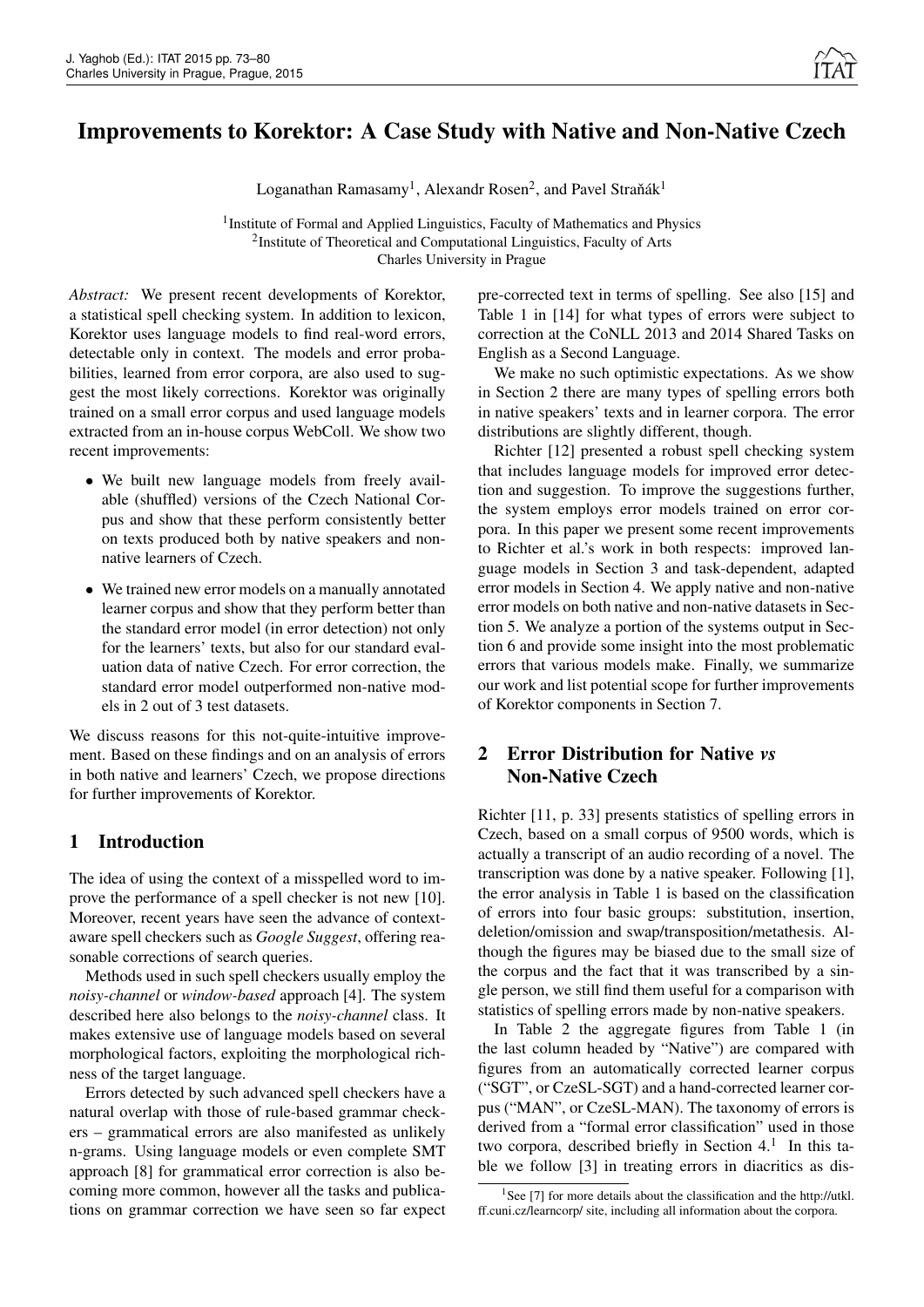# Improvements to Korektor: A Case Study with Native and Non-Native Czech

Loganathan Ramasamy[1], Alexandr Rosen[2], and Pavel Straňák[1]

[1]Institute of Formal and Applied Linguistics, Faculty of Mathematics and Physics
[2]Institute of Theoretical and Computational Linguistics, Faculty of Arts
Charles University in Prague

*Abstract:* We present recent developments of Korektor, a statistical spell checking system. In addition to lexicon, Korektor uses language models to find real-word errors, detectable only in context. The models and error probabilities, learned from error corpora, are also used to suggest the most likely corrections. Korektor was originally trained on a small error corpus and used language models extracted from an in-house corpus WebColl. We show two recent improvements:

- We built new language models from freely available (shuffled) versions of the Czech National Corpus and show that these perform consistently better on texts produced both by native speakers and non-native learners of Czech.
- We trained new error models on a manually annotated learner corpus and show that they perform better than the standard error model (in error detection) not only for the learners' texts, but also for our standard evaluation data of native Czech. For error correction, the standard error model outperformed non-native models in 2 out of 3 test datasets.

We discuss reasons for this not-quite-intuitive improvement. Based on these findings and on an analysis of errors in both native and learners' Czech, we propose directions for further improvements of Korektor.

## 1 Introduction

The idea of using the context of a misspelled word to improve the performance of a spell checker is not new [10]. Moreover, recent years have seen the advance of context-aware spell checkers such as *Google Suggest*, offering reasonable corrections of search queries.

Methods used in such spell checkers usually employ the *noisy-channel* or *window-based* approach [4]. The system described here also belongs to the *noisy-channel* class. It makes extensive use of language models based on several morphological factors, exploiting the morphological richness of the target language.

Errors detected by such advanced spell checkers have a natural overlap with those of rule-based grammar checkers – grammatical errors are also manifested as unlikely n-grams. Using language models or even complete SMT approach [8] for grammatical error correction is also becoming more common, however all the tasks and publications on grammar correction we have seen so far expect pre-corrected text in terms of spelling. See also [15] and Table 1 in [14] for what types of errors were subject to correction at the CoNLL 2013 and 2014 Shared Tasks on English as a Second Language.

We make no such optimistic expectations. As we show in Section 2 there are many types of spelling errors both in native speakers' texts and in learner corpora. The error distributions are slightly different, though.

Richter [12] presented a robust spell checking system that includes language models for improved error detection and suggestion. To improve the suggestions further, the system employs error models trained on error corpora. In this paper we present some recent improvements to Richter et al.'s work in both respects: improved language models in Section 3 and task-dependent, adapted error models in Section 4. We apply native and non-native error models on both native and non-native datasets in Section 5. We analyze a portion of the systems output in Section 6 and provide some insight into the most problematic errors that various models make. Finally, we summarize our work and list potential scope for further improvements of Korektor components in Section 7.

## 2 Error Distribution for Native *vs* Non-Native Czech

Richter [11, p. 33] presents statistics of spelling errors in Czech, based on a small corpus of 9500 words, which is actually a transcript of an audio recording of a novel. The transcription was done by a native speaker. Following [1], the error analysis in Table 1 is based on the classification of errors into four basic groups: substitution, insertion, deletion/omission and swap/transposition/metathesis. Although the figures may be biased due to the small size of the corpus and the fact that it was transcribed by a single person, we still find them useful for a comparison with statistics of spelling errors made by non-native speakers.

In Table 2 the aggregate figures from Table 1 (in the last column headed by "Native") are compared with figures from an automatically corrected learner corpus ("SGT", or CzeSL-SGT) and a hand-corrected learner corpus ("MAN", or CzeSL-MAN). The taxonomy of errors is derived from a "formal error classification" used in those two corpora, described briefly in Section 4.[1] In this table we follow [3] in treating errors in diacritics as dis-

[1]See [7] for more details about the classification and the http://utkl.ff.cuni.cz/learncorp/ site, including all information about the corpora.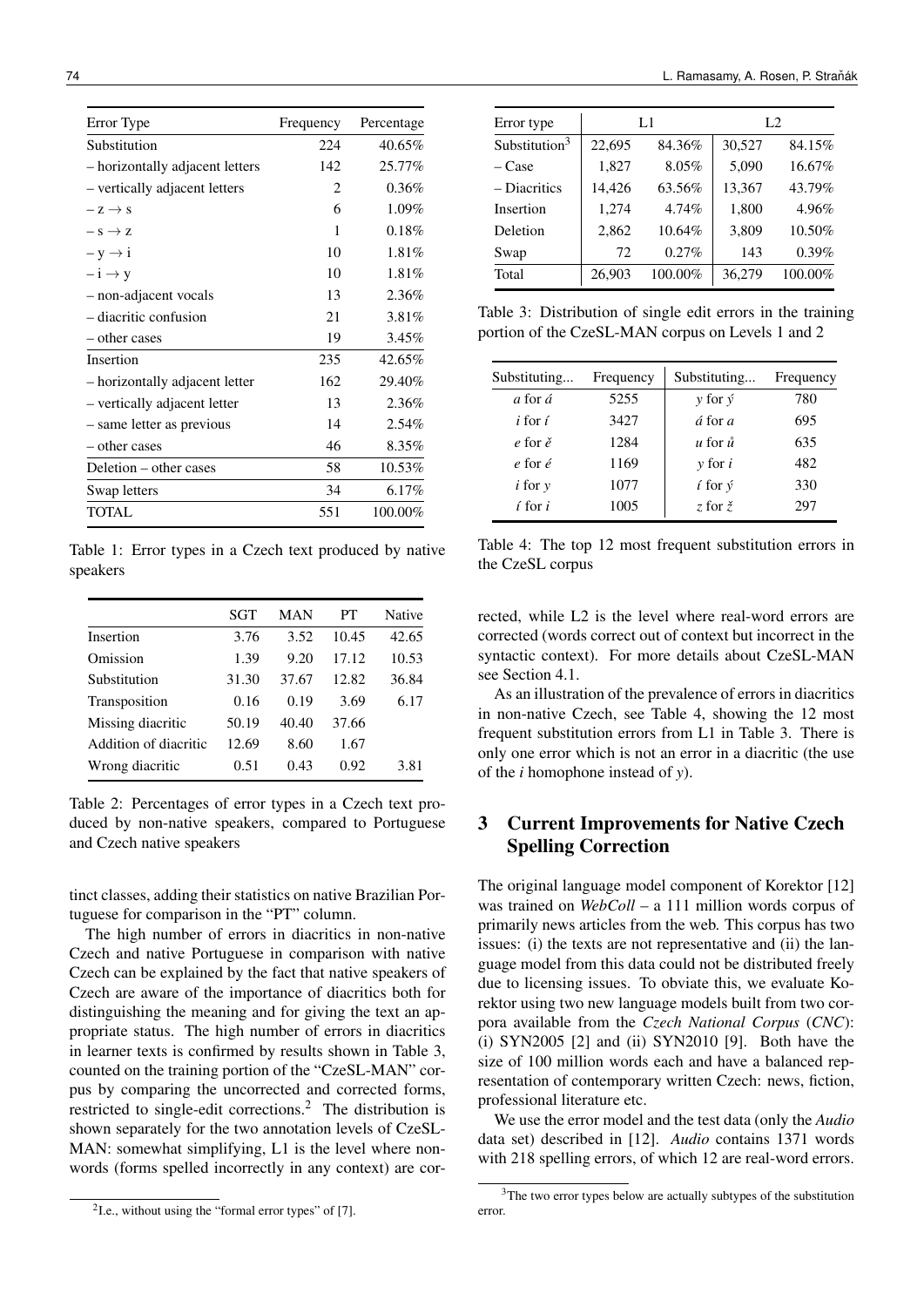| Error Type | Frequency | Percentage |
|---|---|---|
| Substitution | 224 | 40.65% |
| – horizontally adjacent letters | 142 | 25.77% |
| – vertically adjacent letters | 2 | 0.36% |
| – z → s | 6 | 1.09% |
| – s → z | 1 | 0.18% |
| – y → i | 10 | 1.81% |
| – i → y | 10 | 1.81% |
| – non-adjacent vocals | 13 | 2.36% |
| – diacritic confusion | 21 | 3.81% |
| – other cases | 19 | 3.45% |
| Insertion | 235 | 42.65% |
| – horizontally adjacent letter | 162 | 29.40% |
| – vertically adjacent letter | 13 | 2.36% |
| – same letter as previous | 14 | 2.54% |
| – other cases | 46 | 8.35% |
| Deletion – other cases | 58 | 10.53% |
| Swap letters | 34 | 6.17% |
| TOTAL | 551 | 100.00% |

Table 1: Error types in a Czech text produced by native speakers

| | SGT | MAN | PT | Native |
|---|---|---|---|---|
| Insertion | 3.76 | 3.52 | 10.45 | 42.65 |
| Omission | 1.39 | 9.20 | 17.12 | 10.53 |
| Substitution | 31.30 | 37.67 | 12.82 | 36.84 |
| Transposition | 0.16 | 0.19 | 3.69 | 6.17 |
| Missing diacritic | 50.19 | 40.40 | 37.66 | |
| Addition of diacritic | 12.69 | 8.60 | 1.67 | |
| Wrong diacritic | 0.51 | 0.43 | 0.92 | 3.81 |

Table 2: Percentages of error types in a Czech text produced by non-native speakers, compared to Portuguese and Czech native speakers

tinct classes, adding their statistics on native Brazilian Portuguese for comparison in the "PT" column.

The high number of errors in diacritics in non-native Czech and native Portuguese in comparison with native Czech can be explained by the fact that native speakers of Czech are aware of the importance of diacritics both for distinguishing the meaning and for giving the text an appropriate status. The high number of errors in diacritics in learner texts is confirmed by results shown in Table 3, counted on the training portion of the "CzeSL-MAN" corpus by comparing the uncorrected and corrected forms, restricted to single-edit corrections.[2] The distribution is shown separately for the two annotation levels of CzeSL-MAN: somewhat simplifying, L1 is the level where non-words (forms spelled incorrectly in any context) are corrected, while L2 is the level where real-word errors are corrected (words correct out of context but incorrect in the syntactic context). For more details about CzeSL-MAN see Section 4.1.

[2] I.e., without using the "formal error types" of [7].

| Error type | L1 | | L2 | |
|---|---|---|---|---|
| Substitution[3] | 22,695 | 84.36% | 30,527 | 84.15% |
| – Case | 1,827 | 8.05% | 5,090 | 16.67% |
| – Diacritics | 14,426 | 63.56% | 13,367 | 43.79% |
| Insertion | 1,274 | 4.74% | 1,800 | 4.96% |
| Deletion | 2,862 | 10.64% | 3,809 | 10.50% |
| Swap | 72 | 0.27% | 143 | 0.39% |
| Total | 26,903 | 100.00% | 36,279 | 100.00% |

Table 3: Distribution of single edit errors in the training portion of the CzeSL-MAN corpus on Levels 1 and 2

| Substituting... | Frequency | Substituting... | Frequency |
|---|---|---|---|
| *a* for *á* | 5255 | *y* for *ý* | 780 |
| *i* for *í* | 3427 | *á* for *a* | 695 |
| *e* for *ě* | 1284 | *u* for *ů* | 635 |
| *e* for *é* | 1169 | *y* for *i* | 482 |
| *i* for *y* | 1077 | *í* for *ý* | 330 |
| *í* for *i* | 1005 | *z* for *ž* | 297 |

Table 4: The top 12 most frequent substitution errors in the CzeSL corpus

As an illustration of the prevalence of errors in diacritics in non-native Czech, see Table 4, showing the 12 most frequent substitution errors from L1 in Table 3. There is only one error which is not an error in a diacritic (the use of the *i* homophone instead of *y*).

## 3 Current Improvements for Native Czech Spelling Correction

The original language model component of Korektor [12] was trained on *WebColl* – a 111 million words corpus of primarily news articles from the web. This corpus has two issues: (i) the texts are not representative and (ii) the language model from this data could not be distributed freely due to licensing issues. To obviate this, we evaluate Korektor using two new language models built from two corpora available from the *Czech National Corpus* (*CNC*): (i) SYN2005 [2] and (ii) SYN2010 [9]. Both have the size of 100 million words each and have a balanced representation of contemporary written Czech: news, fiction, professional literature etc.

We use the error model and the test data (only the *Audio* data set) described in [12]. *Audio* contains 1371 words with 218 spelling errors, of which 12 are real-word errors.

[3] The two error types below are actually subtypes of the substitution error.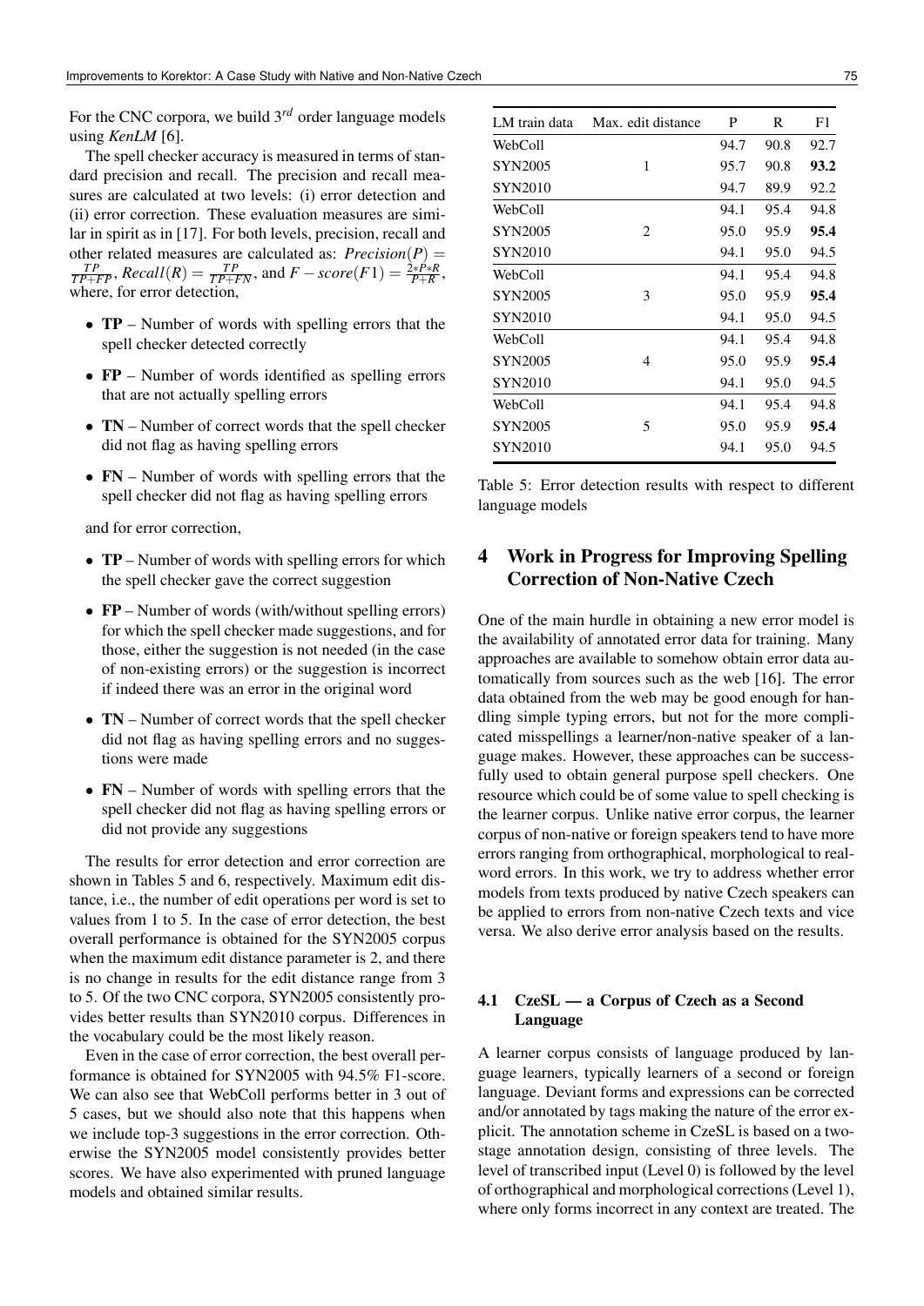For the CNC corpora, we build $3^{rd}$ order language models using *KenLM* [6].

The spell checker accuracy is measured in terms of standard precision and recall. The precision and recall measures are calculated at two levels: (i) error detection and (ii) error correction. These evaluation measures are similar in spirit as in [17]. For both levels, precision, recall and other related measures are calculated as: $Precision(P) = \frac{TP}{TP+FP}$, $Recall(R) = \frac{TP}{TP+FN}$, and $F-score(F1) = \frac{2*P*R}{P+R}$, where, for error detection,

- **TP** – Number of words with spelling errors that the spell checker detected correctly
- **FP** – Number of words identified as spelling errors that are not actually spelling errors
- **TN** – Number of correct words that the spell checker did not flag as having spelling errors
- **FN** – Number of words with spelling errors that the spell checker did not flag as having spelling errors

and for error correction,

- **TP** – Number of words with spelling errors for which the spell checker gave the correct suggestion
- **FP** – Number of words (with/without spelling errors) for which the spell checker made suggestions, and for those, either the suggestion is not needed (in the case of non-existing errors) or the suggestion is incorrect if indeed there was an error in the original word
- **TN** – Number of correct words that the spell checker did not flag as having spelling errors and no suggestions were made
- **FN** – Number of words with spelling errors that the spell checker did not flag as having spelling errors or did not provide any suggestions

The results for error detection and error correction are shown in Tables 5 and 6, respectively. Maximum edit distance, i.e., the number of edit operations per word is set to values from 1 to 5. In the case of error detection, the best overall performance is obtained for the SYN2005 corpus when the maximum edit distance parameter is 2, and there is no change in results for the edit distance range from 3 to 5. Of the two CNC corpora, SYN2005 consistently provides better results than SYN2010 corpus. Differences in the vocabulary could be the most likely reason.

Even in the case of error correction, the best overall performance is obtained for SYN2005 with 94.5% F1-score. We can also see that WebColl performs better in 3 out of 5 cases, but we should also note that this happens when we include top-3 suggestions in the error correction. Otherwise the SYN2005 model consistently provides better scores. We have also experimented with pruned language models and obtained similar results.

| LM train data | Max. edit distance | P | R | F1 |
|---|---|---|---|---|
| WebColl | | 94.7 | 90.8 | 92.7 |
| SYN2005 | 1 | 95.7 | 90.8 | **93.2** |
| SYN2010 | | 94.7 | 89.9 | 92.2 |
| WebColl | | 94.1 | 95.4 | 94.8 |
| SYN2005 | 2 | 95.0 | 95.9 | **95.4** |
| SYN2010 | | 94.1 | 95.0 | 94.5 |
| WebColl | | 94.1 | 95.4 | 94.8 |
| SYN2005 | 3 | 95.0 | 95.9 | **95.4** |
| SYN2010 | | 94.1 | 95.0 | 94.5 |
| WebColl | | 94.1 | 95.4 | 94.8 |
| SYN2005 | 4 | 95.0 | 95.9 | **95.4** |
| SYN2010 | | 94.1 | 95.0 | 94.5 |
| WebColl | | 94.1 | 95.4 | 94.8 |
| SYN2005 | 5 | 95.0 | 95.9 | **95.4** |
| SYN2010 | | 94.1 | 95.0 | 94.5 |

Table 5: Error detection results with respect to different language models

## 4 Work in Progress for Improving Spelling Correction of Non-Native Czech

One of the main hurdle in obtaining a new error model is the availability of annotated error data for training. Many approaches are available to somehow obtain error data automatically from sources such as the web [16]. The error data obtained from the web may be good enough for handling simple typing errors, but not for the more complicated misspellings a learner/non-native speaker of a language makes. However, these approaches can be successfully used to obtain general purpose spell checkers. One resource which could be of some value to spell checking is the learner corpus. Unlike native error corpus, the learner corpus of non-native or foreign speakers tend to have more errors ranging from orthographical, morphological to real-word errors. In this work, we try to address whether error models from texts produced by native Czech speakers can be applied to errors from non-native Czech texts and vice versa. We also derive error analysis based on the results.

### 4.1 CzeSL — a Corpus of Czech as a Second Language

A learner corpus consists of language produced by language learners, typically learners of a second or foreign language. Deviant forms and expressions can be corrected and/or annotated by tags making the nature of the error explicit. The annotation scheme in CzeSL is based on a two-stage annotation design, consisting of three levels. The level of transcribed input (Level 0) is followed by the level of orthographical and morphological corrections (Level 1), where only forms incorrect in any context are treated. The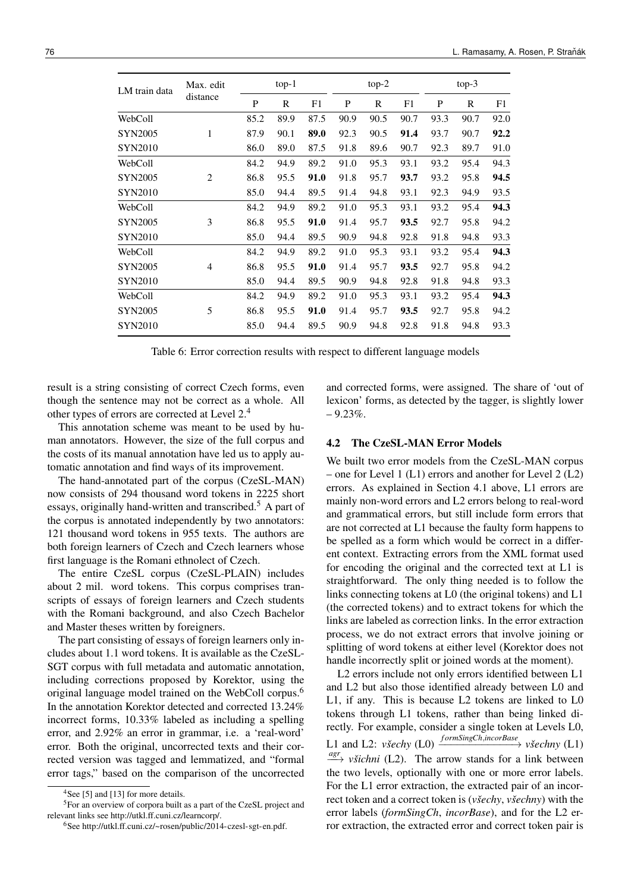| LM train data | Max. edit distance | top-1 | | | top-2 | | | top-3 | | |
|---|---|---|---|---|---|---|---|---|---|---|
| | | P | R | F1 | P | R | F1 | P | R | F1 |
| WebColl | | 85.2 | 89.9 | 87.5 | 90.9 | 90.5 | 90.7 | 93.3 | 90.7 | 92.0 |
| SYN2005 | 1 | 87.9 | 90.1 | **89.0** | 92.3 | 90.5 | **91.4** | 93.7 | 90.7 | **92.2** |
| SYN2010 | | 86.0 | 89.0 | 87.5 | 91.8 | 89.6 | 90.7 | 92.3 | 89.7 | 91.0 |
| WebColl | | 84.2 | 94.9 | 89.2 | 91.0 | 95.3 | 93.1 | 93.2 | 95.4 | 94.3 |
| SYN2005 | 2 | 86.8 | 95.5 | **91.0** | 91.8 | 95.7 | **93.7** | 93.2 | 95.8 | **94.5** |
| SYN2010 | | 85.0 | 94.4 | 89.5 | 91.4 | 94.8 | 93.1 | 92.3 | 94.9 | 93.5 |
| WebColl | | 84.2 | 94.9 | 89.2 | 91.0 | 95.3 | 93.1 | 93.2 | 95.4 | **94.3** |
| SYN2005 | 3 | 86.8 | 95.5 | **91.0** | 91.4 | 95.7 | **93.5** | 92.7 | 95.8 | 94.2 |
| SYN2010 | | 85.0 | 94.4 | 89.5 | 90.9 | 94.8 | 92.8 | 91.8 | 94.8 | 93.3 |
| WebColl | | 84.2 | 94.9 | 89.2 | 91.0 | 95.3 | 93.1 | 93.2 | 95.4 | **94.3** |
| SYN2005 | 4 | 86.8 | 95.5 | **91.0** | 91.4 | 95.7 | **93.5** | 92.7 | 95.8 | 94.2 |
| SYN2010 | | 85.0 | 94.4 | 89.5 | 90.9 | 94.8 | 92.8 | 91.8 | 94.8 | 93.3 |
| WebColl | | 84.2 | 94.9 | 89.2 | 91.0 | 95.3 | 93.1 | 93.2 | 95.4 | **94.3** |
| SYN2005 | 5 | 86.8 | 95.5 | **91.0** | 91.4 | 95.7 | **93.5** | 92.7 | 95.8 | 94.2 |
| SYN2010 | | 85.0 | 94.4 | 89.5 | 90.9 | 94.8 | 92.8 | 91.8 | 94.8 | 93.3 |

Table 6: Error correction results with respect to different language models

result is a string consisting of correct Czech forms, even though the sentence may not be correct as a whole. All other types of errors are corrected at Level 2.[4]

This annotation scheme was meant to be used by human annotators. However, the size of the full corpus and the costs of its manual annotation have led us to apply automatic annotation and find ways of its improvement.

The hand-annotated part of the corpus (CzeSL-MAN) now consists of 294 thousand word tokens in 2225 short essays, originally hand-written and transcribed.[5] A part of the corpus is annotated independently by two annotators: 121 thousand word tokens in 955 texts. The authors are both foreign learners of Czech and Czech learners whose first language is the Romani ethnolect of Czech.

The entire CzeSL corpus (CzeSL-PLAIN) includes about 2 mil. word tokens. This corpus comprises transcripts of essays of foreign learners and Czech students with the Romani background, and also Czech Bachelor and Master theses written by foreigners.

The part consisting of essays of foreign learners only includes about 1.1 word tokens. It is available as the CzeSL-SGT corpus with full metadata and automatic annotation, including corrections proposed by Korektor, using the original language model trained on the WebColl corpus.[6] In the annotation Korektor detected and corrected 13.24% incorrect forms, 10.33% labeled as including a spelling error, and 2.92% an error in grammar, i.e. a 'real-word' error. Both the original, uncorrected texts and their corrected version was tagged and lemmatized, and "formal error tags," based on the comparison of the uncorrected and corrected forms, were assigned. The share of 'out of lexicon' forms, as detected by the tagger, is slightly lower – 9.23%.

[4] See [5] and [13] for more details.

[5] For an overview of corpora built as a part of the CzeSL project and relevant links see http://utkl.ff.cuni.cz/learncorp/.

[6] See http://utkl.ff.cuni.cz/~rosen/public/2014-czesl-sgt-en.pdf.

### 4.2 The CzeSL-MAN Error Models

We built two error models from the CzeSL-MAN corpus – one for Level 1 (L1) errors and another for Level 2 (L2) errors. As explained in Section 4.1 above, L1 errors are mainly non-word errors and L2 errors belong to real-word and grammatical errors, but still include form errors that are not corrected at L1 because the faulty form happens to be spelled as a form which would be correct in a different context. Extracting errors from the XML format used for encoding the original and the corrected text at L1 is straightforward. The only thing needed is to follow the links connecting tokens at L0 (the original tokens) and L1 (the corrected tokens) and to extract tokens for which the links are labeled as correction links. In the error extraction process, we do not extract errors that involve joining or splitting of word tokens at either level (Korektor does not handle incorrectly split or joined words at the moment).

L2 errors include not only errors identified between L1 and L2 but also those identified already between L0 and L1, if any. This is because L2 tokens are linked to L0 tokens through L1 tokens, rather than being linked directly. For example, consider a single token at Levels L0, L1 and L2: *všechy* (L0) $\xrightarrow{formSingCh, incorBase}$ *všechny* (L1) $\xrightarrow{agr}$ *všichni* (L2). The arrow stands for a link between the two levels, optionally with one or more error labels. For the L1 error extraction, the extracted pair of an incorrect token and a correct token is (*všechy*, *všechny*) with the error labels (*formSingCh*, *incorBase*), and for the L2 error extraction, the extracted error and correct token pair is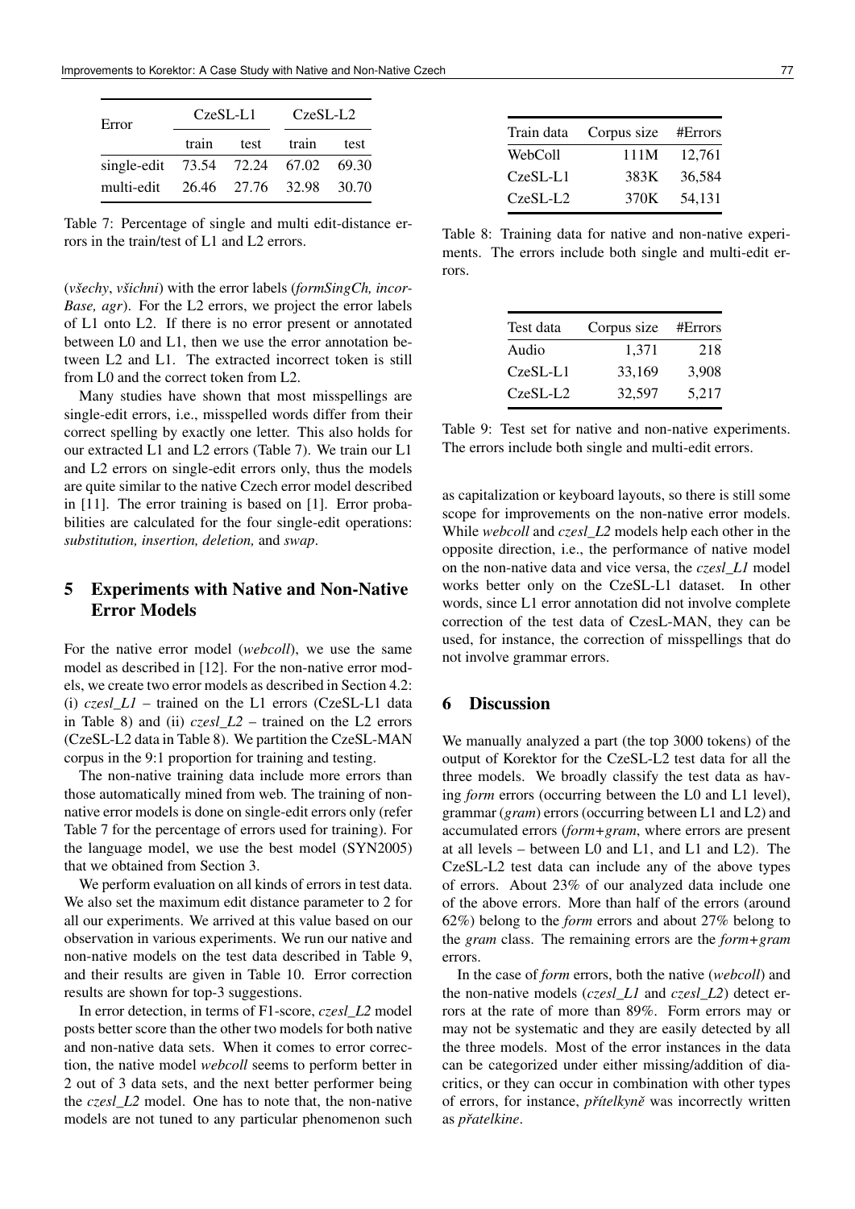| Error | CzeSL-L1 | | CzeSL-L2 | |
|---|---|---|---|---|
| | train | test | train | test |
| single-edit | 73.54 | 72.24 | 67.02 | 69.30 |
| multi-edit | 26.46 | 27.76 | 32.98 | 30.70 |

Table 7: Percentage of single and multi edit-distance errors in the train/test of L1 and L2 errors.

(*všechy*, *všichni*) with the error labels (*formSingCh, incorBase, agr*). For the L2 errors, we project the error labels of L1 onto L2. If there is no error present or annotated between L0 and L1, then we use the error annotation between L2 and L1. The extracted incorrect token is still from L0 and the correct token from L2.

Many studies have shown that most misspellings are single-edit errors, i.e., misspelled words differ from their correct spelling by exactly one letter. This also holds for our extracted L1 and L2 errors (Table 7). We train our L1 and L2 errors on single-edit errors only, thus the models are quite similar to the native Czech error model described in [11]. The error training is based on [1]. Error probabilities are calculated for the four single-edit operations: *substitution, insertion, deletion,* and *swap*.

## 5 Experiments with Native and Non-Native Error Models

For the native error model (*webcoll*), we use the same model as described in [12]. For the non-native error models, we create two error models as described in Section 4.2: (i) *czesl_L1* – trained on the L1 errors (CzeSL-L1 data in Table 8) and (ii) *czesl_L2* – trained on the L2 errors (CzeSL-L2 data in Table 8). We partition the CzeSL-MAN corpus in the 9:1 proportion for training and testing.

The non-native training data include more errors than those automatically mined from web. The training of non-native error models is done on single-edit errors only (refer Table 7 for the percentage of errors used for training). For the language model, we use the best model (SYN2005) that we obtained from Section 3.

We perform evaluation on all kinds of errors in test data. We also set the maximum edit distance parameter to 2 for all our experiments. We arrived at this value based on our observation in various experiments. We run our native and non-native models on the test data described in Table 9, and their results are given in Table 10. Error correction results are shown for top-3 suggestions.

In error detection, in terms of F1-score, *czesl_L2* model posts better score than the other two models for both native and non-native data sets. When it comes to error correction, the native model *webcoll* seems to perform better in 2 out of 3 data sets, and the next better performer being the *czesl_L2* model. One has to note that, the non-native models are not tuned to any particular phenomenon such

| Train data | Corpus size | #Errors |
|---|---|---|
| WebColl | 111M | 12,761 |
| CzeSL-L1 | 383K | 36,584 |
| CzeSL-L2 | 370K | 54,131 |

Table 8: Training data for native and non-native experiments. The errors include both single and multi-edit errors.

| Test data | Corpus size | #Errors |
|---|---|---|
| Audio | 1,371 | 218 |
| CzeSL-L1 | 33,169 | 3,908 |
| CzeSL-L2 | 32,597 | 5,217 |

Table 9: Test set for native and non-native experiments. The errors include both single and multi-edit errors.

as capitalization or keyboard layouts, so there is still some scope for improvements on the non-native error models. While *webcoll* and *czesl_L2* models help each other in the opposite direction, i.e., the performance of native model on the non-native data and vice versa, the *czesl_L1* model works better only on the CzeSL-L1 dataset. In other words, since L1 error annotation did not involve complete correction of the test data of CzesL-MAN, they can be used, for instance, the correction of misspellings that do not involve grammar errors.

## 6 Discussion

We manually analyzed a part (the top 3000 tokens) of the output of Korektor for the CzeSL-L2 test data for all the three models. We broadly classify the test data as having *form* errors (occurring between the L0 and L1 level), grammar (*gram*) errors (occurring between L1 and L2) and accumulated errors (*form+gram*, where errors are present at all levels – between L0 and L1, and L1 and L2). The CzeSL-L2 test data can include any of the above types of errors. About 23% of our analyzed data include one of the above errors. More than half of the errors (around 62%) belong to the *form* errors and about 27% belong to the *gram* class. The remaining errors are the *form+gram* errors.

In the case of *form* errors, both the native (*webcoll*) and the non-native models (*czesl_L1* and *czesl_L2*) detect errors at the rate of more than 89%. Form errors may or may not be systematic and they are easily detected by all the three models. Most of the error instances in the data can be categorized under either missing/addition of diacritics, or they can occur in combination with other types of errors, for instance, *přítelkyně* was incorrectly written as *přatelkine*.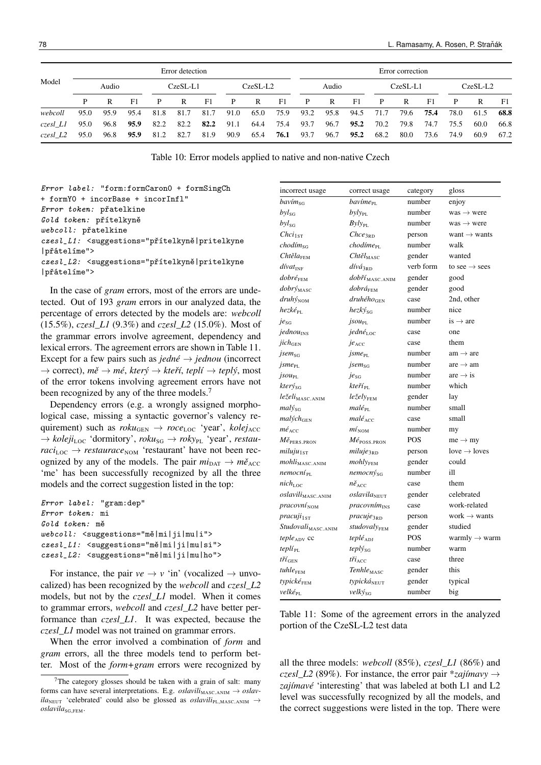| Model | Error detection | | | | | | | | | Error correction | | | | | | | | |
|---|---|---|---|---|---|---|---|---|---|---|---|---|---|---|---|---|---|---|
| | Audio | | | CzeSL-L1 | | | CzeSL-L2 | | | Audio | | | CzeSL-L1 | | | CzeSL-L2 | | |
| | P | R | F1 | P | R | F1 | P | R | F1 | P | R | F1 | P | R | F1 | P | R | F1 |
| *webcoll* | 95.0 | 95.9 | 95.4 | 81.8 | 81.7 | 81.7 | 91.0 | 65.0 | 75.9 | 93.2 | 95.8 | 94.5 | 71.7 | 79.6 | **75.4** | 78.0 | 61.5 | **68.8** |
| *czesl_L1* | 95.0 | 96.8 | **95.9** | 82.2 | 82.2 | **82.2** | 91.1 | 64.4 | 75.4 | 93.7 | 96.7 | **95.2** | 70.2 | 79.8 | 74.7 | 75.5 | 60.0 | 66.8 |
| *czesl_L2* | 95.0 | 96.8 | **95.9** | 81.2 | 82.7 | 81.9 | 90.9 | 65.4 | **76.1** | 93.7 | 96.7 | **95.2** | 68.2 | 80.0 | 73.6 | 74.9 | 60.9 | 67.2 |

Table 10: Error models applied to native and non-native Czech

```
Error label: "form:formCaron0 + formSingCh
+ formY0 + incorBase + incorInfl"
Error token: přatelkine
Gold token: přítelkyně
webcoll: přatelkine
czesl_L1: <suggestions="přítelkyně|pritelkyne
|přátelíme">
czesl_L2: <suggestions="přítelkyně|pritelkyne
|přátelíme">
```

In the case of *gram* errors, most of the errors are undetected. Out of 193 *gram* errors in our analyzed data, the percentage of errors detected by the models are: *webcoll* (15.5%), *czesl_L1* (9.3%) and *czesl_L2* (15.0%). Most of the grammar errors involve agreement, dependency and lexical errors. The agreement errors are shown in Table 11. Except for a few pairs such as *jedné* → *jednou* (incorrect → correct), *mě* → *mé*, *který* → *kteří*, *teplí* → *teplý*, most of the error tokens involving agreement errors have not been recognized by any of the three models.[7]

Dependency errors (e.g. a wrongly assigned morphological case, missing a syntactic governor's valency requirement) such as $roku_{\text{GEN}}$ → $roce_{\text{LOC}}$ 'year', $kolej_{\text{ACC}}$ → $koleji_{\text{LOC}}$ 'dormitory', $roku_{\text{SG}}$ → $roky_{\text{PL}}$ 'year', $restauraci_{\text{LOC}}$ → $restaurace_{\text{NOM}}$ 'restaurant' have not been recognized by any of the models. The pair $mi_{\text{DAT}}$ → $mě_{\text{ACC}}$ 'me' has been successfully recognized by all the three models and the correct suggestion listed in the top:

```
Error label: "gram:dep"
Error token: mi
Gold token: mě
webcoll: <suggestions="mě|mi|ji|mu|i">
czesl_L1: <suggestions="mě|mi|ji|mu|si">
czesl_L2: <suggestions="mě|mi|ji|mu|ho">
```

For instance, the pair *ve* → *v* 'in' (vocalized → unvocalized) has been recognized by the *webcoll* and *czesl_L2* models, but not by the *czesl_L1* model. When it comes to grammar errors, *webcoll* and *czesl_L2* have better performance than *czesl_L1*. It was expected, because the *czesl_L1* model was not trained on grammar errors.

When the error involved a combination of *form* and *gram* errors, all the three models tend to perform better. Most of the *form+gram* errors were recognized by all the three models: *webcoll* (85%), *czesl_L1* (86%) and *czesl_L2* (89%). For instance, the error pair \*zajímavy → *zajímavé* 'interesting' that was labeled at both L1 and L2 level was successfully recognized by all the models, and the correct suggestions were listed in the top. There were

| incorrect usage | correct usage | category | gloss |
|---|---|---|---|
| $bavím_{\text{SG}}$ | $bavíme_{\text{PL}}$ | number | enjoy |
| $byl_{\text{SG}}$ | $byly_{\text{PL}}$ | number | was → were |
| $byl_{\text{SG}}$ | $Byly_{\text{PL}}$ | number | was → were |
| $Chci_{\text{1ST}}$ | $Chce_{\text{3RD}}$ | person | want → wants |
| $chodím_{\text{SG}}$ | $chodíme_{\text{PL}}$ | number | walk |
| $Chtěla_{\text{FEM}}$ | $Chtěl_{\text{MASC}}$ | gender | wanted |
| $dívat_{\text{INF}}$ | $dívá_{\text{3RD}}$ | verb form | to see → sees |
| $dobré_{\text{FEM}}$ | $dobří_{\text{MASC.ANIM}}$ | gender | good |
| $dobrý_{\text{MASC}}$ | $dobrá_{\text{FEM}}$ | gender | good |
| $druhý_{\text{NOM}}$ | $druhého_{\text{GEN}}$ | case | 2nd, other |
| $hezké_{\text{PL}}$ | $hezký_{\text{SG}}$ | number | nice |
| $je_{\text{SG}}$ | $jsou_{\text{PL}}$ | number | is → are |
| $jednou_{\text{INS}}$ | $jedné_{\text{LOC}}$ | case | one |
| $jich_{\text{GEN}}$ | $je_{\text{ACC}}$ | case | them |
| $jsem_{\text{SG}}$ | $jsme_{\text{PL}}$ | number | am → are |
| $jsme_{\text{PL}}$ | $jsem_{\text{SG}}$ | number | are → am |
| $jsou_{\text{PL}}$ | $je_{\text{SG}}$ | number | are → is |
| $který_{\text{SG}}$ | $kteří_{\text{PL}}$ | number | which |
| $leželi_{\text{MASC.ANIM}}$ | $ležely_{\text{FEM}}$ | gender | lay |
| $malý_{\text{SG}}$ | $malé_{\text{PL}}$ | number | small |
| $malých_{\text{GEN}}$ | $malé_{\text{ACC}}$ | case | small |
| $mé_{\text{ACC}}$ | $mí_{\text{NOM}}$ | number | my |
| $Mě_{\text{PERS.PRON}}$ | $Mé_{\text{POSS.PRON}}$ | POS | me → my |
| $miluju_{\text{1ST}}$ | $miluje_{\text{3RD}}$ | person | love → loves |
| $mohli_{\text{MASC.ANIM}}$ | $mohly_{\text{FEM}}$ | gender | could |
| $nemocní_{\text{PL}}$ | $nemocný_{\text{SG}}$ | number | ill |
| $nich_{\text{LOC}}$ | $ně_{\text{ACC}}$ | case | them |
| $oslavili_{\text{MASC.ANIM}}$ | $oslavila_{\text{NEUT}}$ | gender | celebrated |
| $pracovní_{\text{NOM}}$ | $pracovním_{\text{INS}}$ | case | work-related |
| $pracuji_{\text{1ST}}$ | $pracuje_{\text{3RD}}$ | person | work → wants |
| $Studovali_{\text{MASC.ANIM}}$ | $studovaly_{\text{FEM}}$ | gender | studied |
| $teple_{\text{ADV}}$ cc | $teplé_{\text{ADJ}}$ | POS | warmly → warm |
| $teplí_{\text{PL}}$ | $teplý_{\text{SG}}$ | number | warm |
| $tří_{\text{GEN}}$ | $tři_{\text{ACC}}$ | case | three |
| $tuhle_{\text{FEM}}$ | $Tenhle_{\text{MASC}}$ | gender | this |
| $typické_{\text{FEM}}$ | $typická_{\text{NEUT}}$ | gender | typical |
| $velké_{\text{PL}}$ | $velký_{\text{SG}}$ | number | big |

Table 11: Some of the agreement errors in the analyzed portion of the CzeSL-L2 test data

[7] The category glosses should be taken with a grain of salt: many forms can have several interpretations. E.g. $oslavili_{\text{MASC.ANIM}}$ → $oslavila_{\text{NEUT}}$ 'celebrated' could also be glossed as $oslavili_{\text{PL,MASC.ANIM}}$ → $oslavila_{\text{SG,FEM}}$.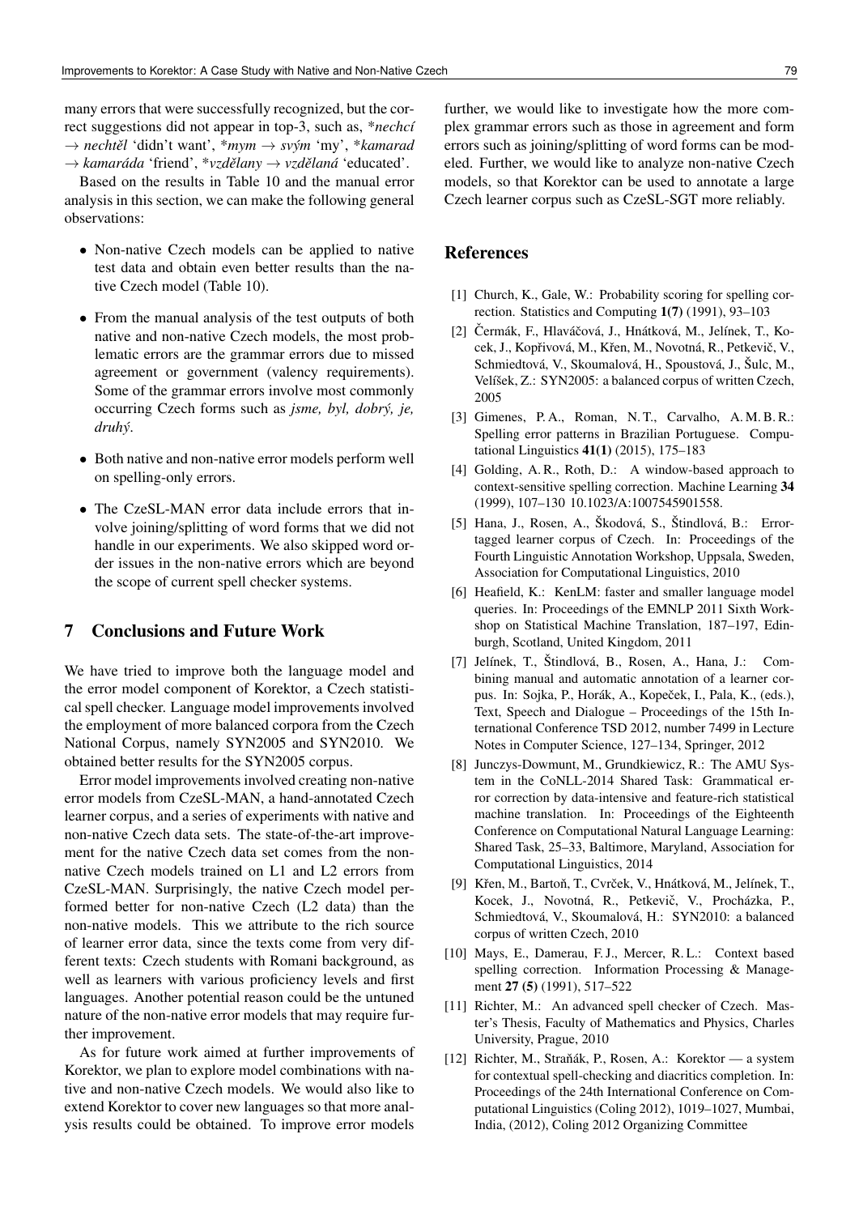many errors that were successfully recognized, but the correct suggestions did not appear in top-3, such as, *\*nechcí* → *nechtěl* 'didn't want', *\*mym* → *svým* 'my', *\*kamarad* → *kamaráda* 'friend', *\*vzdělany* → *vzdělaná* 'educated'.

Based on the results in Table 10 and the manual error analysis in this section, we can make the following general observations:

- Non-native Czech models can be applied to native test data and obtain even better results than the native Czech model (Table 10).
- From the manual analysis of the test outputs of both native and non-native Czech models, the most problematic errors are the grammar errors due to missed agreement or government (valency requirements). Some of the grammar errors involve most commonly occurring Czech forms such as *jsme, byl, dobrý, je, druhý*.
- Both native and non-native error models perform well on spelling-only errors.
- The CzeSL-MAN error data include errors that involve joining/splitting of word forms that we did not handle in our experiments. We also skipped word order issues in the non-native errors which are beyond the scope of current spell checker systems.

## 7 Conclusions and Future Work

We have tried to improve both the language model and the error model component of Korektor, a Czech statistical spell checker. Language model improvements involved the employment of more balanced corpora from the Czech National Corpus, namely SYN2005 and SYN2010. We obtained better results for the SYN2005 corpus.

Error model improvements involved creating non-native error models from CzeSL-MAN, a hand-annotated Czech learner corpus, and a series of experiments with native and non-native Czech data sets. The state-of-the-art improvement for the native Czech data set comes from the non-native Czech models trained on L1 and L2 errors from CzeSL-MAN. Surprisingly, the native Czech model performed better for non-native Czech (L2 data) than the non-native models. This we attribute to the rich source of learner error data, since the texts come from very different texts: Czech students with Romani background, as well as learners with various proficiency levels and first languages. Another potential reason could be the untuned nature of the non-native error models that may require further improvement.

As for future work aimed at further improvements of Korektor, we plan to explore model combinations with native and non-native Czech models. We would also like to extend Korektor to cover new languages so that more analysis results could be obtained. To improve error models further, we would like to investigate how the more complex grammar errors such as those in agreement and form errors such as joining/splitting of word forms can be modeled. Further, we would like to analyze non-native Czech models, so that Korektor can be used to annotate a large Czech learner corpus such as CzeSL-SGT more reliably.

## References

[1] Church, K., Gale, W.: Probability scoring for spelling correction. Statistics and Computing **1(7)** (1991), 93–103

[2] Čermák, F., Hlaváčová, J., Hnátková, M., Jelínek, T., Kocek, J., Kopřivová, M., Křen, M., Novotná, R., Petkevič, V., Schmiedtová, V., Skoumalová, H., Spoustová, J., Šulc, M., Velíšek, Z.: SYN2005: a balanced corpus of written Czech, 2005

[3] Gimenes, P. A., Roman, N. T., Carvalho, A. M. B. R.: Spelling error patterns in Brazilian Portuguese. Computational Linguistics **41(1)** (2015), 175–183

[4] Golding, A. R., Roth, D.: A window-based approach to context-sensitive spelling correction. Machine Learning **34** (1999), 107–130 10.1023/A:1007545901558.

[5] Hana, J., Rosen, A., Škodová, S., Štindlová, B.: Error-tagged learner corpus of Czech. In: Proceedings of the Fourth Linguistic Annotation Workshop, Uppsala, Sweden, Association for Computational Linguistics, 2010

[6] Heafield, K.: KenLM: faster and smaller language model queries. In: Proceedings of the EMNLP 2011 Sixth Workshop on Statistical Machine Translation, 187–197, Edinburgh, Scotland, United Kingdom, 2011

[7] Jelínek, T., Štindlová, B., Rosen, A., Hana, J.: Combining manual and automatic annotation of a learner corpus. In: Sojka, P., Horák, A., Kopeček, I., Pala, K., (eds.), Text, Speech and Dialogue – Proceedings of the 15th International Conference TSD 2012, number 7499 in Lecture Notes in Computer Science, 127–134, Springer, 2012

[8] Junczys-Dowmunt, M., Grundkiewicz, R.: The AMU System in the CoNLL-2014 Shared Task: Grammatical error correction by data-intensive and feature-rich statistical machine translation. In: Proceedings of the Eighteenth Conference on Computational Natural Language Learning: Shared Task, 25–33, Baltimore, Maryland, Association for Computational Linguistics, 2014

[9] Křen, M., Bartoň, T., Cvrček, V., Hnátková, M., Jelínek, T., Kocek, J., Novotná, R., Petkevič, V., Procházka, P., Schmiedtová, V., Skoumalová, H.: SYN2010: a balanced corpus of written Czech, 2010

[10] Mays, E., Damerau, F. J., Mercer, R. L.: Context based spelling correction. Information Processing & Management **27 (5)** (1991), 517–522

[11] Richter, M.: An advanced spell checker of Czech. Master's Thesis, Faculty of Mathematics and Physics, Charles University, Prague, 2010

[12] Richter, M., Straňák, P., Rosen, A.: Korektor — a system for contextual spell-checking and diacritics completion. In: Proceedings of the 24th International Conference on Computational Linguistics (Coling 2012), 1019–1027, Mumbai, India, (2012), Coling 2012 Organizing Committee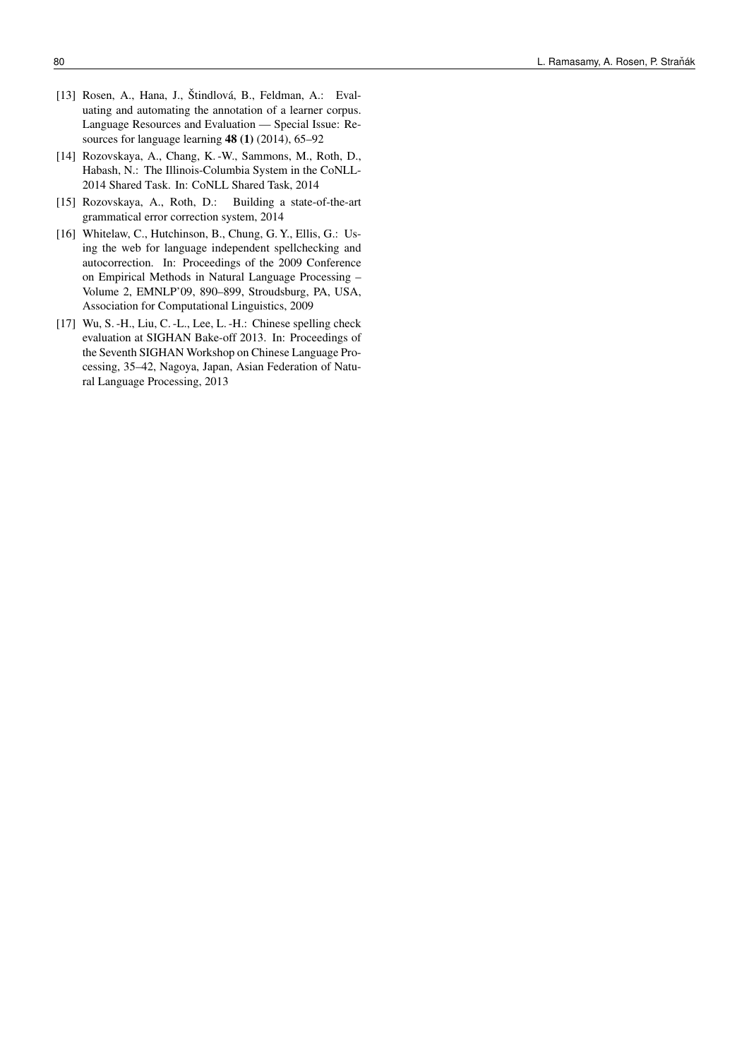- [13] Rosen, A., Hana, J., Štindlová, B., Feldman, A.: Evaluating and automating the annotation of a learner corpus. Language Resources and Evaluation — Special Issue: Resources for language learning **48 (1)** (2014), 65–92
- [14] Rozovskaya, A., Chang, K.-W., Sammons, M., Roth, D., Habash, N.: The Illinois-Columbia System in the CoNLL-2014 Shared Task. In: CoNLL Shared Task, 2014
- [15] Rozovskaya, A., Roth, D.: Building a state-of-the-art grammatical error correction system, 2014
- [16] Whitelaw, C., Hutchinson, B., Chung, G. Y., Ellis, G.: Using the web for language independent spellchecking and autocorrection. In: Proceedings of the 2009 Conference on Empirical Methods in Natural Language Processing – Volume 2, EMNLP'09, 890–899, Stroudsburg, PA, USA, Association for Computational Linguistics, 2009
- [17] Wu, S.-H., Liu, C.-L., Lee, L.-H.: Chinese spelling check evaluation at SIGHAN Bake-off 2013. In: Proceedings of the Seventh SIGHAN Workshop on Chinese Language Processing, 35–42, Nagoya, Japan, Asian Federation of Natural Language Processing, 2013